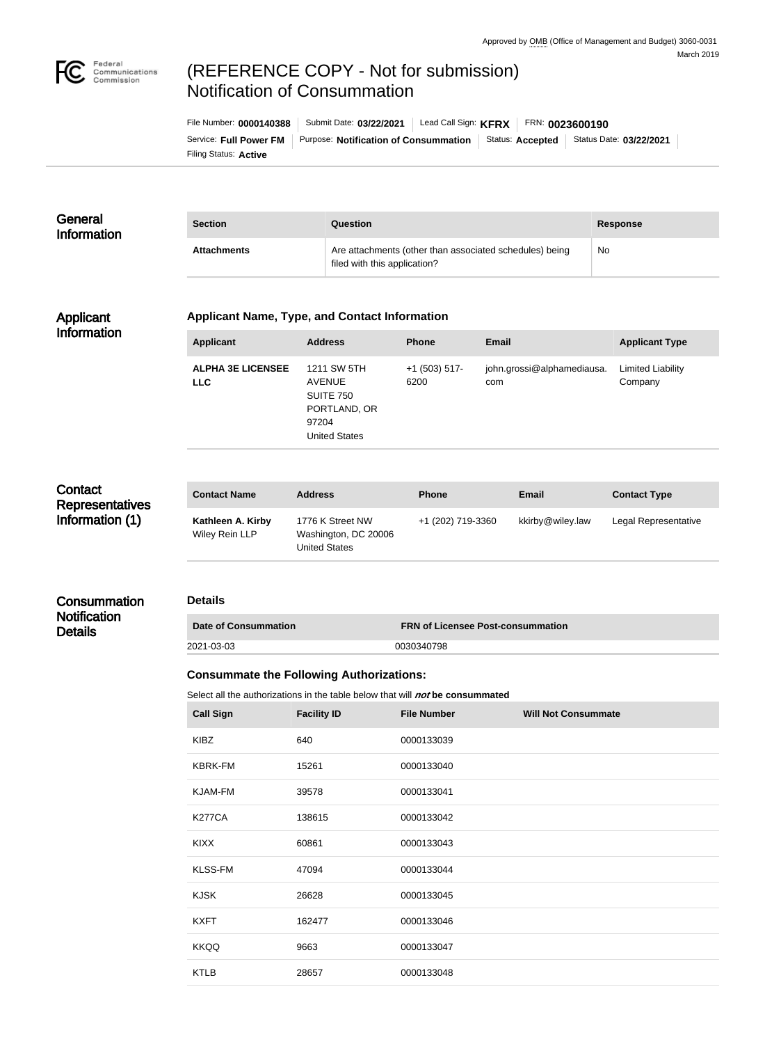Approved by OMB (Office of Management and Budget) 3060-0031

March 2019

Federal Communications Commission

# (REFERENCE COPY - Not for submission) Notification of Consummation

File Number: **0000140388** | Submit Date: **03/22/2021** | Lead Call Sign: **KFRX** | FRN: **0023600190**

Service: **Full Power FM** | Purpose: **Notification of Consummation** | Status: **Accepted** | Status Date: **03/22/2021**

Filing Status: **Active**

## General Information

| Section | Question | Response |
| --- | --- | --- |
| **Attachments** | Are attachments (other than associated schedules) being filed with this application? | No |

## Applicant Information

### Applicant Name, Type, and Contact Information

| Applicant | Address | Phone | Email | Applicant Type |
| --- | --- | --- | --- | --- |
| **ALPHA 3E LICENSEE LLC** | 1211 SW 5TH AVENUE SUITE 750 PORTLAND, OR 97204 United States | +1 (503) 517-6200 | john.grossi@alphamediausa.com | Limited Liability Company |

## Contact Representatives Information (1)

| Contact Name | Address | Phone | Email | Contact Type |
| --- | --- | --- | --- | --- |
| **Kathleen A. Kirby** Wiley Rein LLP | 1776 K Street NW Washington, DC 20006 United States | +1 (202) 719-3360 | kkirby@wiley.law | Legal Representative |

## Consummation Notification Details

### Details

| Date of Consummation | FRN of Licensee Post-consummation |
| --- | --- |
| 2021-03-03 | 0030340798 |

### Consummate the Following Authorizations:

Select all the authorizations in the table below that will ***not*** **be consummated**

| Call Sign | Facility ID | File Number | Will Not Consummate |
| --- | --- | --- | --- |
| KIBZ | 640 | 0000133039 | |
| KBRK-FM | 15261 | 0000133040 | |
| KJAM-FM | 39578 | 0000133041 | |
| K277CA | 138615 | 0000133042 | |
| KIXX | 60861 | 0000133043 | |
| KLSS-FM | 47094 | 0000133044 | |
| KJSK | 26628 | 0000133045 | |
| KXFT | 162477 | 0000133046 | |
| KKQQ | 9663 | 0000133047 | |
| KTLB | 28657 | 0000133048 | |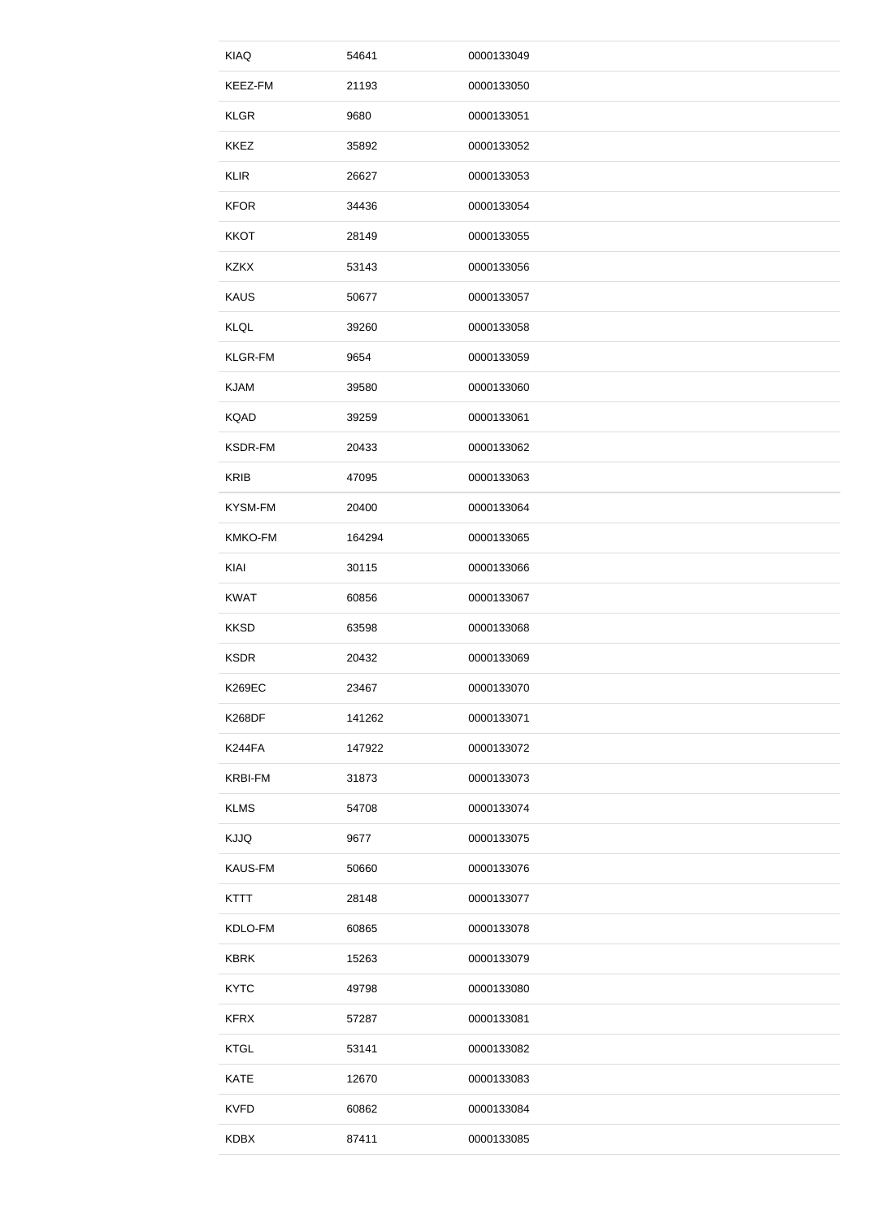| KIAQ | 54641 | 0000133049 |
|---|---|---|
| KEEZ-FM | 21193 | 0000133050 |
| KLGR | 9680 | 0000133051 |
| KKEZ | 35892 | 0000133052 |
| KLIR | 26627 | 0000133053 |
| KFOR | 34436 | 0000133054 |
| KKOT | 28149 | 0000133055 |
| KZKX | 53143 | 0000133056 |
| KAUS | 50677 | 0000133057 |
| KLQL | 39260 | 0000133058 |
| KLGR-FM | 9654 | 0000133059 |
| KJAM | 39580 | 0000133060 |
| KQAD | 39259 | 0000133061 |
| KSDR-FM | 20433 | 0000133062 |
| KRIB | 47095 | 0000133063 |
| KYSM-FM | 20400 | 0000133064 |
| KMKO-FM | 164294 | 0000133065 |
| KIAI | 30115 | 0000133066 |
| KWAT | 60856 | 0000133067 |
| KKSD | 63598 | 0000133068 |
| KSDR | 20432 | 0000133069 |
| K269EC | 23467 | 0000133070 |
| K268DF | 141262 | 0000133071 |
| K244FA | 147922 | 0000133072 |
| KRBI-FM | 31873 | 0000133073 |
| KLMS | 54708 | 0000133074 |
| KJJQ | 9677 | 0000133075 |
| KAUS-FM | 50660 | 0000133076 |
| KTTT | 28148 | 0000133077 |
| KDLO-FM | 60865 | 0000133078 |
| KBRK | 15263 | 0000133079 |
| KYTC | 49798 | 0000133080 |
| KFRX | 57287 | 0000133081 |
| KTGL | 53141 | 0000133082 |
| KATE | 12670 | 0000133083 |
| KVFD | 60862 | 0000133084 |
| KDBX | 87411 | 0000133085 |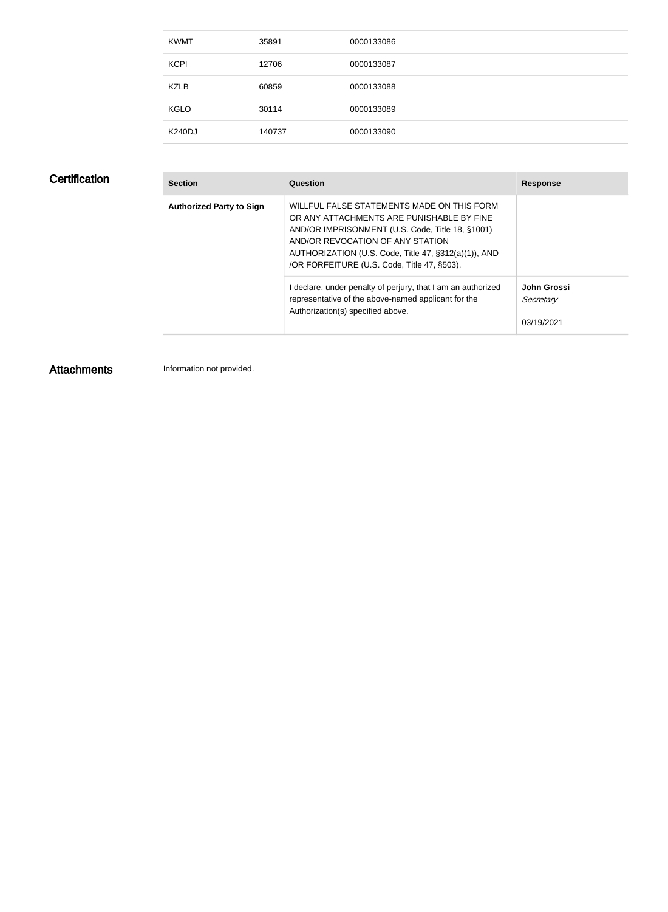| | | |
|---|---|---|
| KWMT | 35891 | 0000133086 |
| KCPI | 12706 | 0000133087 |
| KZLB | 60859 | 0000133088 |
| KGLO | 30114 | 0000133089 |
| K240DJ | 140737 | 0000133090 |

## Certification

| Section | Question | Response |
|---|---|---|
| **Authorized Party to Sign** | WILLFUL FALSE STATEMENTS MADE ON THIS FORM OR ANY ATTACHMENTS ARE PUNISHABLE BY FINE AND/OR IMPRISONMENT (U.S. Code, Title 18, §1001) AND/OR REVOCATION OF ANY STATION AUTHORIZATION (U.S. Code, Title 47, §312(a)(1)), AND /OR FORFEITURE (U.S. Code, Title 47, §503). | |
| | I declare, under penalty of perjury, that I am an authorized representative of the above-named applicant for the Authorization(s) specified above. | **John Grossi** *Secretary* 03/19/2021 |

## Attachments

Information not provided.